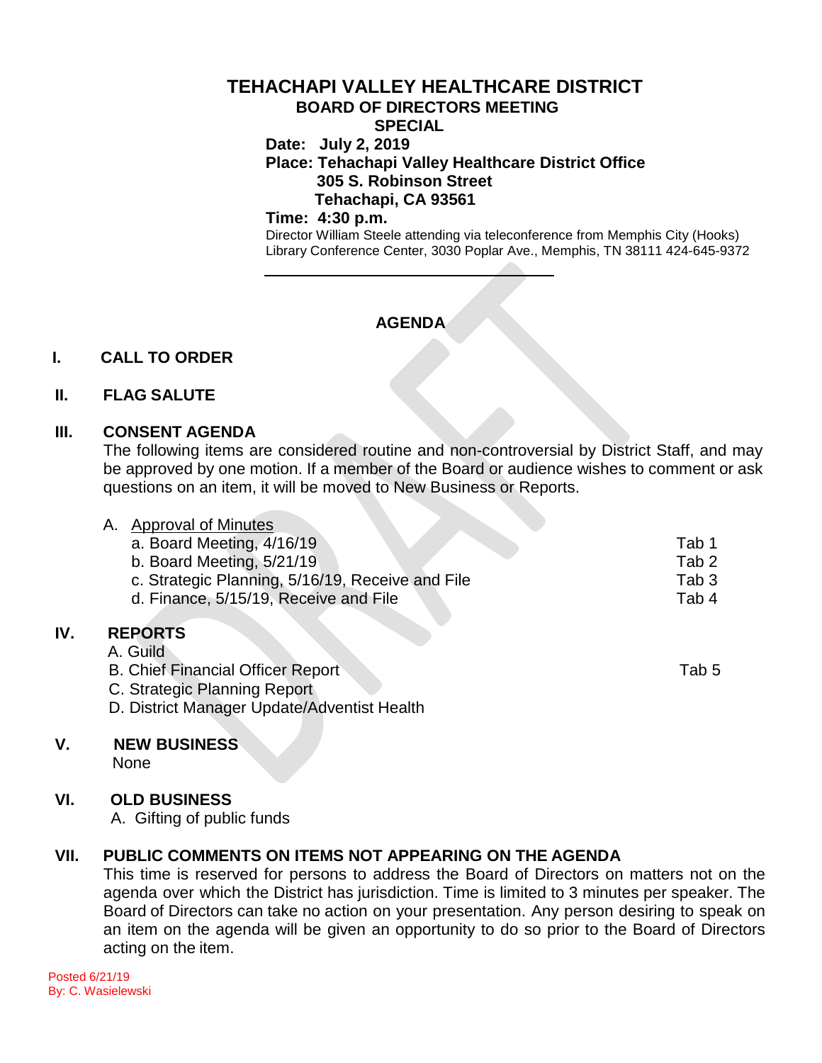# TEHACHAPI VALLEY HEALTHCARE DISTRICT

## BOARD OF DIRECTORS MEETING

## SPECIAL

**Date: July 2, 2019**

**Place: Tehachapi Valley Healthcare District Office**
**305 S. Robinson Street**
**Tehachapi, CA 93561**

**Time: 4:30 p.m.**

Director William Steele attending via teleconference from Memphis City (Hooks) Library Conference Center, 3030 Poplar Ave., Memphis, TN 38111 424-645-9372

---

## AGENDA

**I. CALL TO ORDER**

**II. FLAG SALUTE**

**III. CONSENT AGENDA**

The following items are considered routine and non-controversial by District Staff, and may be approved by one motion. If a member of the Board or audience wishes to comment or ask questions on an item, it will be moved to New Business or Reports.

A. Approval of Minutes

| | |
|---|---|
| a. Board Meeting, 4/16/19 | Tab 1 |
| b. Board Meeting, 5/21/19 | Tab 2 |
| c. Strategic Planning, 5/16/19, Receive and File | Tab 3 |
| d. Finance, 5/15/19, Receive and File | Tab 4 |

**IV. REPORTS**

A. Guild

B. Chief Financial Officer Report — Tab 5

C. Strategic Planning Report

D. District Manager Update/Adventist Health

**V. NEW BUSINESS**

None

**VI. OLD BUSINESS**

A. Gifting of public funds

**VII. PUBLIC COMMENTS ON ITEMS NOT APPEARING ON THE AGENDA**

This time is reserved for persons to address the Board of Directors on matters not on the agenda over which the District has jurisdiction. Time is limited to 3 minutes per speaker. The Board of Directors can take no action on your presentation. Any person desiring to speak on an item on the agenda will be given an opportunity to do so prior to the Board of Directors acting on the item.

Posted 6/21/19
By: C. Wasielewski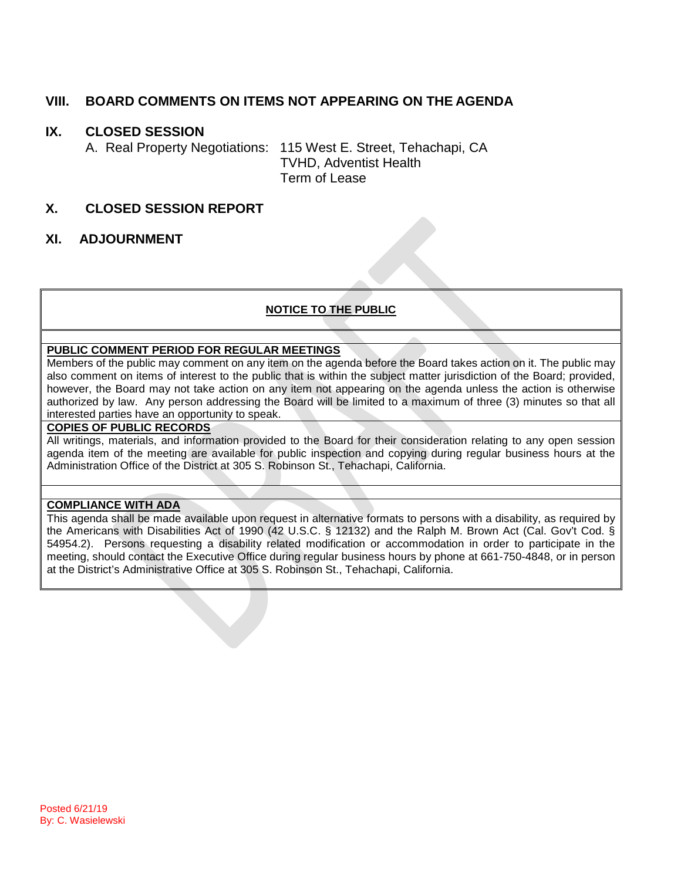## VIII. BOARD COMMENTS ON ITEMS NOT APPEARING ON THE AGENDA

## IX. CLOSED SESSION

A. Real Property Negotiations: 115 West E. Street, Tehachapi, CA
TVHD, Adventist Health
Term of Lease

## X. CLOSED SESSION REPORT

## XI. ADJOURNMENT

**NOTICE TO THE PUBLIC**

**PUBLIC COMMENT PERIOD FOR REGULAR MEETINGS**

Members of the public may comment on any item on the agenda before the Board takes action on it. The public may also comment on items of interest to the public that is within the subject matter jurisdiction of the Board; provided, however, the Board may not take action on any item not appearing on the agenda unless the action is otherwise authorized by law. Any person addressing the Board will be limited to a maximum of three (3) minutes so that all interested parties have an opportunity to speak.

**COPIES OF PUBLIC RECORDS**

All writings, materials, and information provided to the Board for their consideration relating to any open session agenda item of the meeting are available for public inspection and copying during regular business hours at the Administration Office of the District at 305 S. Robinson St., Tehachapi, California.

**COMPLIANCE WITH ADA**

This agenda shall be made available upon request in alternative formats to persons with a disability, as required by the Americans with Disabilities Act of 1990 (42 U.S.C. § 12132) and the Ralph M. Brown Act (Cal. Gov't Cod. § 54954.2). Persons requesting a disability related modification or accommodation in order to participate in the meeting, should contact the Executive Office during regular business hours by phone at 661-750-4848, or in person at the District's Administrative Office at 305 S. Robinson St., Tehachapi, California.

Posted 6/21/19
By: C. Wasielewski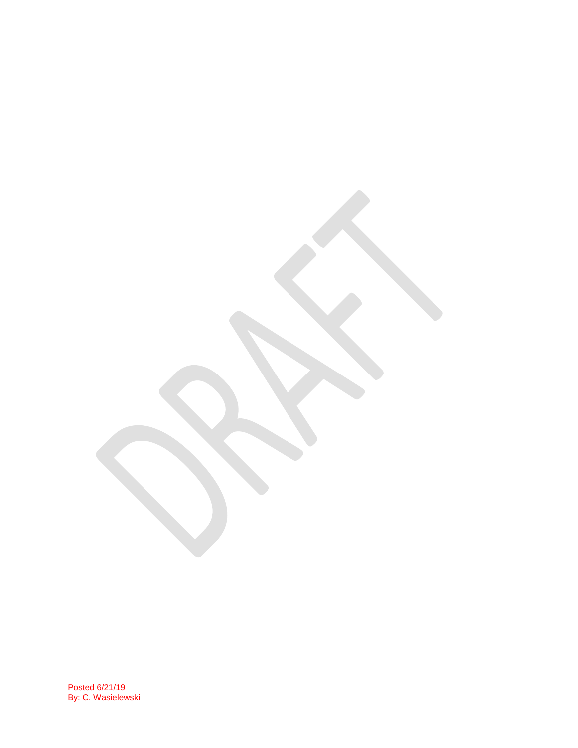Posted 6/21/19
By: C. Wasielewski